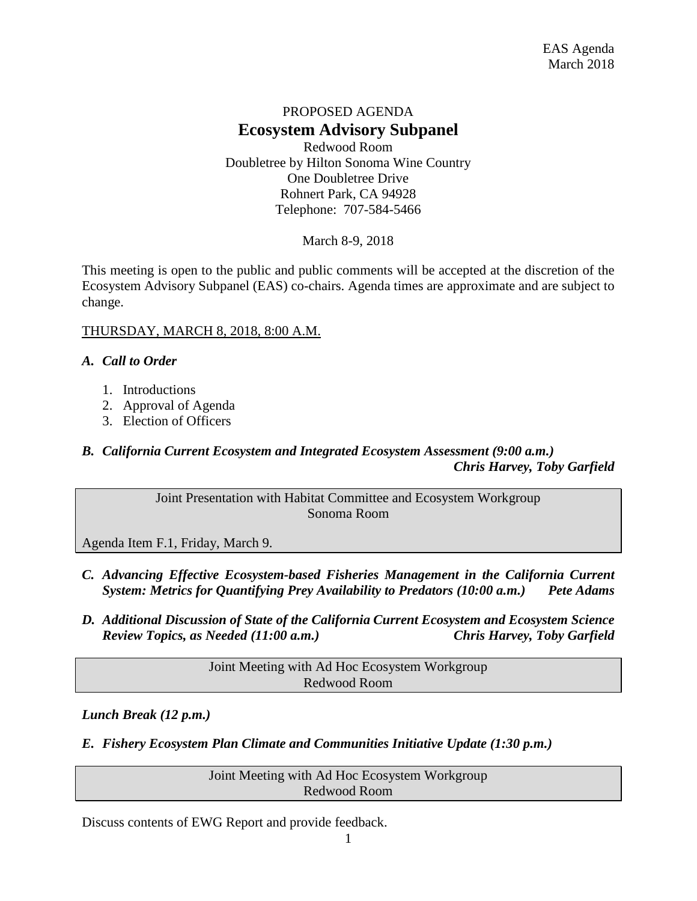EAS Agenda
March 2018

PROPOSED AGENDA

# Ecosystem Advisory Subpanel

Redwood Room
Doubletree by Hilton Sonoma Wine Country
One Doubletree Drive
Rohnert Park, CA 94928
Telephone: 707-584-5466

March 8-9, 2018

This meeting is open to the public and public comments will be accepted at the discretion of the Ecosystem Advisory Subpanel (EAS) co-chairs. Agenda times are approximate and are subject to change.

<u>THURSDAY, MARCH 8, 2018, 8:00 A.M.</u>

### *A. Call to Order*

1. Introductions
2. Approval of Agenda
3. Election of Officers

### *B. California Current Ecosystem and Integrated Ecosystem Assessment (9:00 a.m.)* — *Chris Harvey, Toby Garfield*

> Joint Presentation with Habitat Committee and Ecosystem Workgroup
> Sonoma Room
>
> Agenda Item F.1, Friday, March 9.

### *C. Advancing Effective Ecosystem-based Fisheries Management in the California Current System: Metrics for Quantifying Prey Availability to Predators (10:00 a.m.)* — *Pete Adams*

### *D. Additional Discussion of State of the California Current Ecosystem and Ecosystem Science Review Topics, as Needed (11:00 a.m.)* — *Chris Harvey, Toby Garfield*

> Joint Meeting with Ad Hoc Ecosystem Workgroup
> Redwood Room

***Lunch Break (12 p.m.)***

### *E. Fishery Ecosystem Plan Climate and Communities Initiative Update (1:30 p.m.)*

> Joint Meeting with Ad Hoc Ecosystem Workgroup
> Redwood Room

Discuss contents of EWG Report and provide feedback.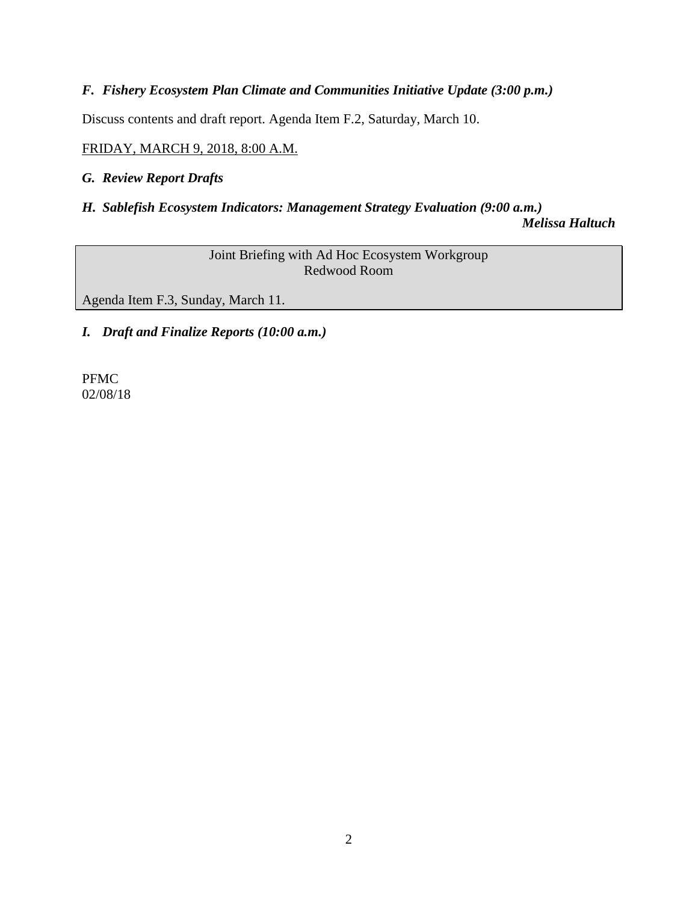***F. Fishery Ecosystem Plan Climate and Communities Initiative Update (3:00 p.m.)***

Discuss contents and draft report. Agenda Item F.2, Saturday, March 10.

FRIDAY, MARCH 9, 2018, 8:00 A.M.

***G. Review Report Drafts***

***H. Sablefish Ecosystem Indicators: Management Strategy Evaluation (9:00 a.m.)***

***Melissa Haltuch***

Joint Briefing with Ad Hoc Ecosystem Workgroup
Redwood Room

Agenda Item F.3, Sunday, March 11.

***I. Draft and Finalize Reports (10:00 a.m.)***

PFMC
02/08/18